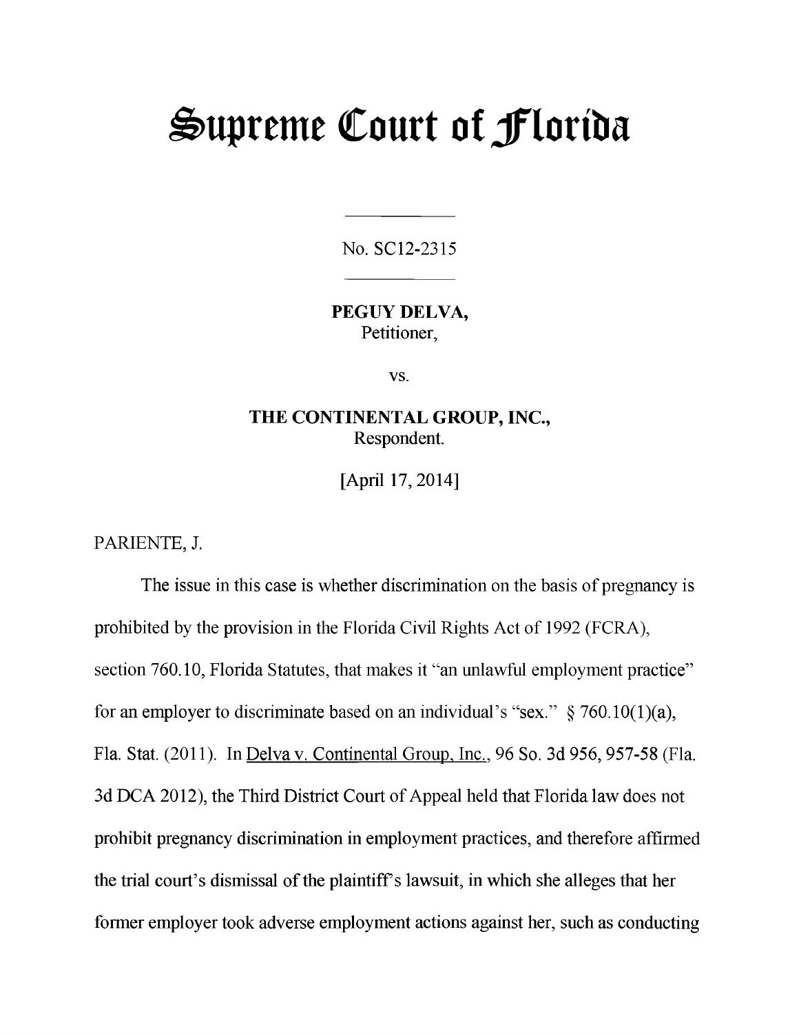# Supreme Court of Florida

No. SC12-2315

**PEGUY DELVA,**
Petitioner,

vs.

**THE CONTINENTAL GROUP, INC.,**
Respondent.

[April 17, 2014]

PARIENTE, J.

The issue in this case is whether discrimination on the basis of pregnancy is prohibited by the provision in the Florida Civil Rights Act of 1992 (FCRA), section 760.10, Florida Statutes, that makes it "an unlawful employment practice" for an employer to discriminate based on an individual's "sex." § 760.10(1)(a), Fla. Stat. (2011). In Delva v. Continental Group, Inc., 96 So. 3d 956, 957-58 (Fla. 3d DCA 2012), the Third District Court of Appeal held that Florida law does not prohibit pregnancy discrimination in employment practices, and therefore affirmed the trial court's dismissal of the plaintiff's lawsuit, in which she alleges that her former employer took adverse employment actions against her, such as conducting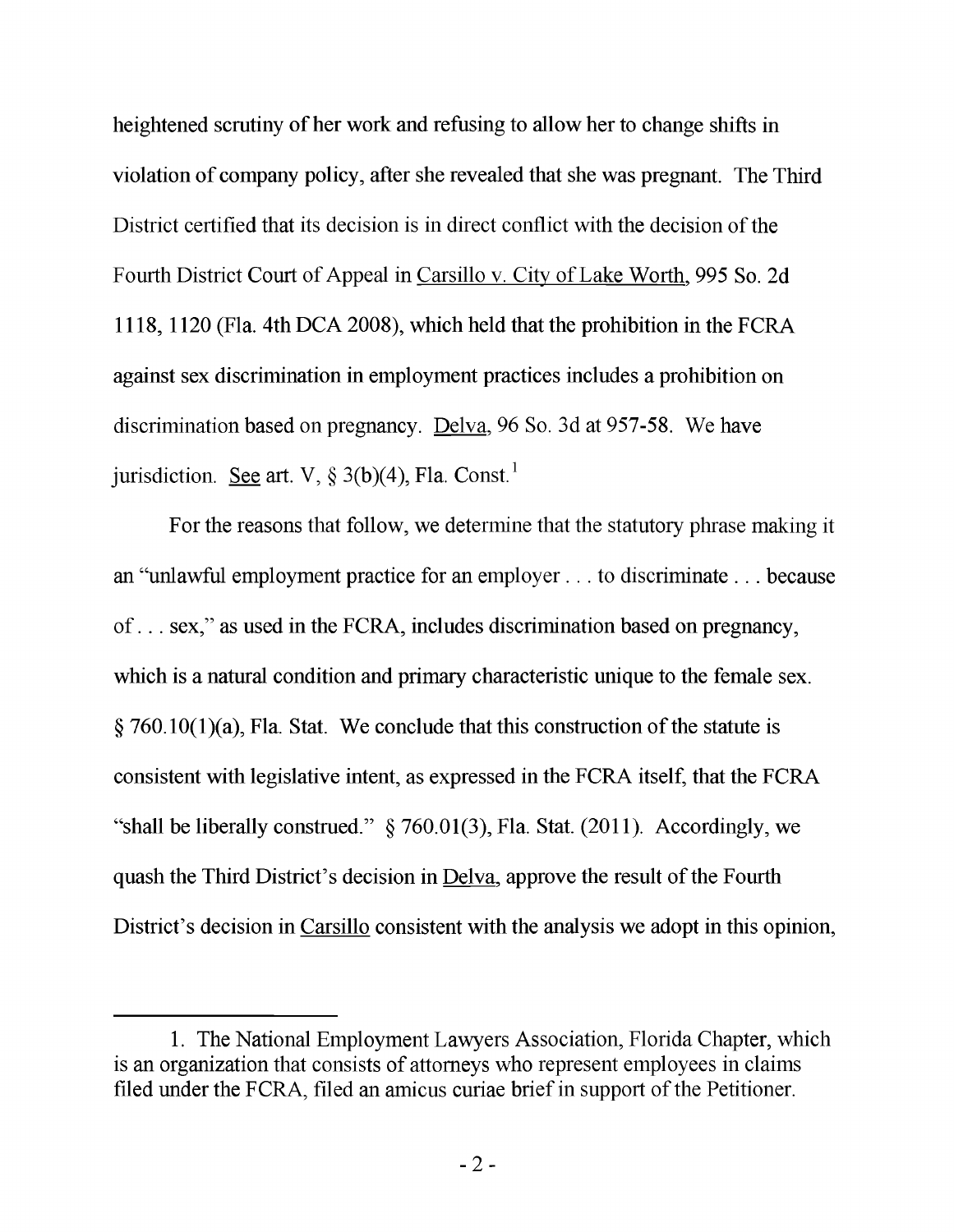heightened scrutiny of her work and refusing to allow her to change shifts in violation of company policy, after she revealed that she was pregnant. The Third District certified that its decision is in direct conflict with the decision of the Fourth District Court of Appeal in Carsillo v. City of Lake Worth, 995 So. 2d 1118, 1120 (Fla. 4th DCA 2008), which held that the prohibition in the FCRA against sex discrimination in employment practices includes a prohibition on discrimination based on pregnancy. Delva, 96 So. 3d at 957-58. We have jurisdiction. See art. V, § 3(b)(4), Fla. Const.[1]

For the reasons that follow, we determine that the statutory phrase making it an "unlawful employment practice for an employer . . . to discriminate . . . because of . . . sex," as used in the FCRA, includes discrimination based on pregnancy, which is a natural condition and primary characteristic unique to the female sex. § 760.10(1)(a), Fla. Stat. We conclude that this construction of the statute is consistent with legislative intent, as expressed in the FCRA itself, that the FCRA "shall be liberally construed." § 760.01(3), Fla. Stat. (2011). Accordingly, we quash the Third District's decision in Delva, approve the result of the Fourth District's decision in Carsillo consistent with the analysis we adopt in this opinion,

---

1. The National Employment Lawyers Association, Florida Chapter, which is an organization that consists of attorneys who represent employees in claims filed under the FCRA, filed an amicus curiae brief in support of the Petitioner.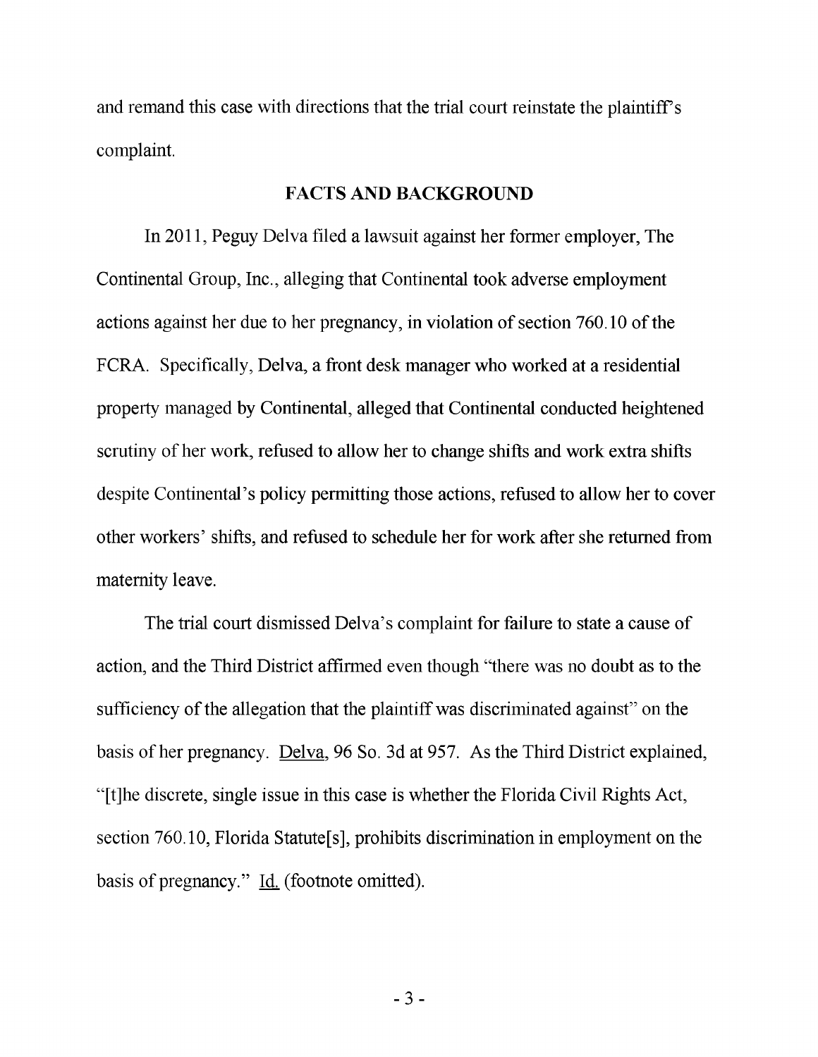and remand this case with directions that the trial court reinstate the plaintiff's complaint.

## FACTS AND BACKGROUND

In 2011, Peguy Delva filed a lawsuit against her former employer, The Continental Group, Inc., alleging that Continental took adverse employment actions against her due to her pregnancy, in violation of section 760.10 of the FCRA. Specifically, Delva, a front desk manager who worked at a residential property managed by Continental, alleged that Continental conducted heightened scrutiny of her work, refused to allow her to change shifts and work extra shifts despite Continental's policy permitting those actions, refused to allow her to cover other workers' shifts, and refused to schedule her for work after she returned from maternity leave.

The trial court dismissed Delva's complaint for failure to state a cause of action, and the Third District affirmed even though "there was no doubt as to the sufficiency of the allegation that the plaintiff was discriminated against" on the basis of her pregnancy. Delva, 96 So. 3d at 957. As the Third District explained, "[t]he discrete, single issue in this case is whether the Florida Civil Rights Act, section 760.10, Florida Statute[s], prohibits discrimination in employment on the basis of pregnancy." Id. (footnote omitted).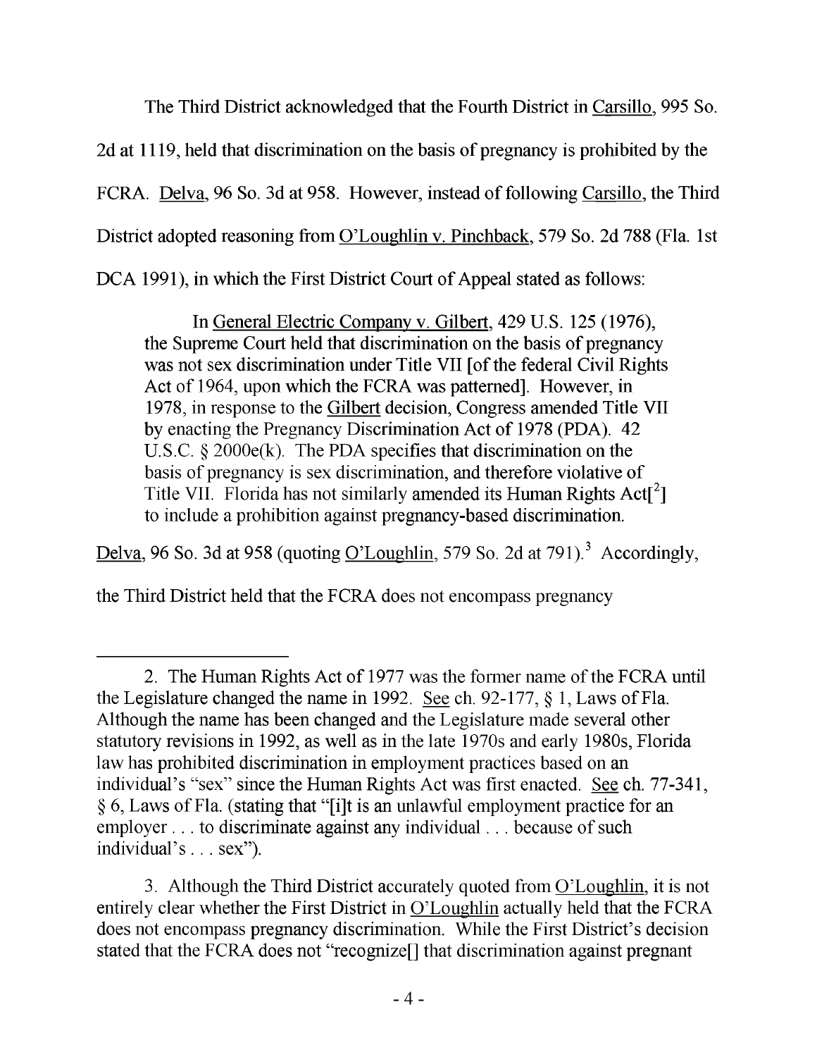The Third District acknowledged that the Fourth District in Carsillo, 995 So. 2d at 1119, held that discrimination on the basis of pregnancy is prohibited by the FCRA. Delva, 96 So. 3d at 958. However, instead of following Carsillo, the Third District adopted reasoning from O'Loughlin v. Pinchback, 579 So. 2d 788 (Fla. 1st DCA 1991), in which the First District Court of Appeal stated as follows:

> In General Electric Company v. Gilbert, 429 U.S. 125 (1976), the Supreme Court held that discrimination on the basis of pregnancy was not sex discrimination under Title VII [of the federal Civil Rights Act of 1964, upon which the FCRA was patterned]. However, in 1978, in response to the Gilbert decision, Congress amended Title VII by enacting the Pregnancy Discrimination Act of 1978 (PDA). 42 U.S.C. § 2000e(k). The PDA specifies that discrimination on the basis of pregnancy is sex discrimination, and therefore violative of Title VII. Florida has not similarly amended its Human Rights Act[2] to include a prohibition against pregnancy-based discrimination.

Delva, 96 So. 3d at 958 (quoting O'Loughlin, 579 So. 2d at 791).[3] Accordingly, the Third District held that the FCRA does not encompass pregnancy

---

2. The Human Rights Act of 1977 was the former name of the FCRA until the Legislature changed the name in 1992. See ch. 92-177, § 1, Laws of Fla. Although the name has been changed and the Legislature made several other statutory revisions in 1992, as well as in the late 1970s and early 1980s, Florida law has prohibited discrimination in employment practices based on an individual's "sex" since the Human Rights Act was first enacted. See ch. 77-341, § 6, Laws of Fla. (stating that "[i]t is an unlawful employment practice for an employer . . . to discriminate against any individual . . . because of such individual's . . . sex").

3. Although the Third District accurately quoted from O'Loughlin, it is not entirely clear whether the First District in O'Loughlin actually held that the FCRA does not encompass pregnancy discrimination. While the First District's decision stated that the FCRA does not "recognize[] that discrimination against pregnant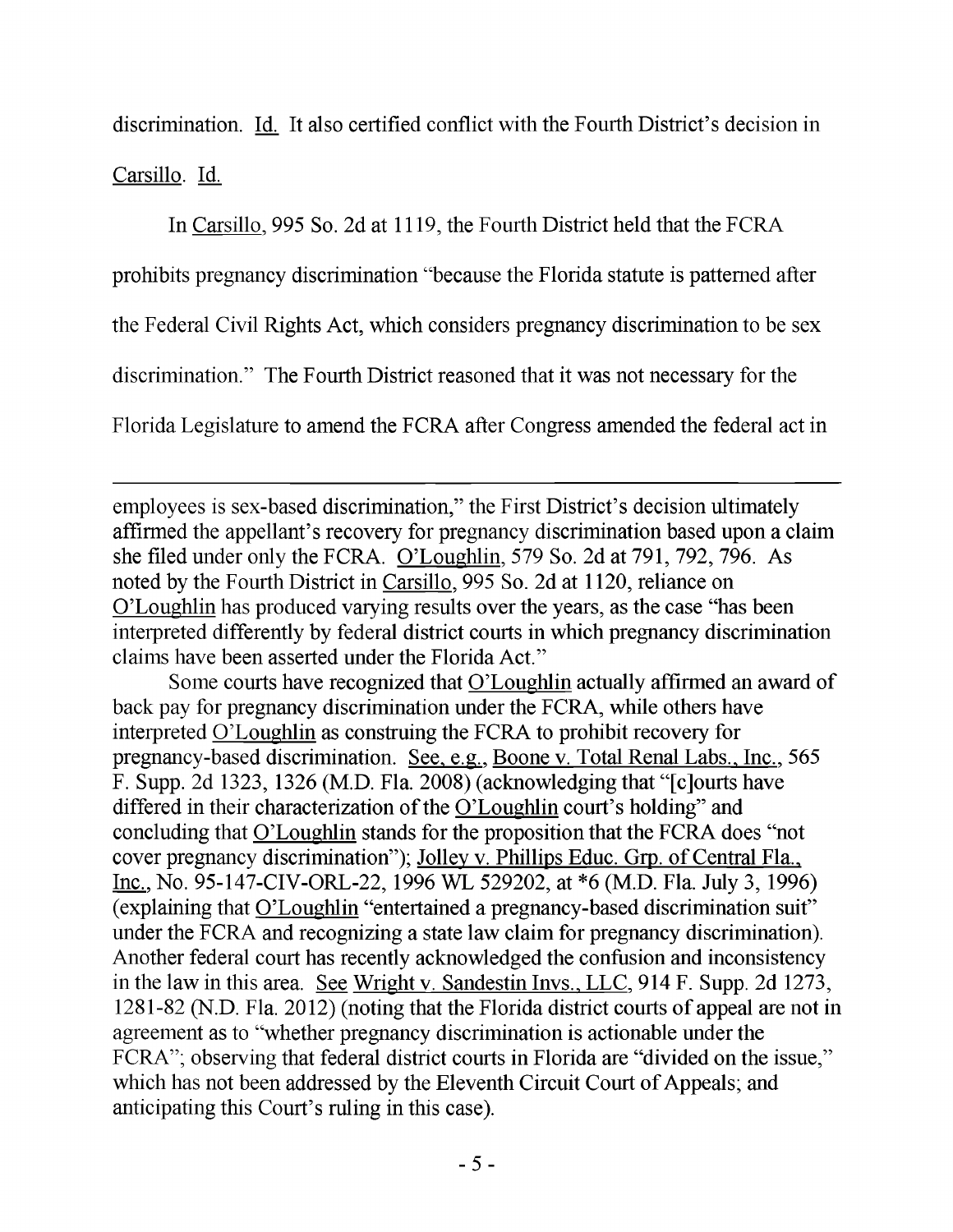discrimination. Id. It also certified conflict with the Fourth District's decision in Carsillo. Id.

In Carsillo, 995 So. 2d at 1119, the Fourth District held that the FCRA prohibits pregnancy discrimination "because the Florida statute is patterned after the Federal Civil Rights Act, which considers pregnancy discrimination to be sex discrimination." The Fourth District reasoned that it was not necessary for the Florida Legislature to amend the FCRA after Congress amended the federal act in

---

employees is sex-based discrimination," the First District's decision ultimately affirmed the appellant's recovery for pregnancy discrimination based upon a claim she filed under only the FCRA. O'Loughlin, 579 So. 2d at 791, 792, 796. As noted by the Fourth District in Carsillo, 995 So. 2d at 1120, reliance on O'Loughlin has produced varying results over the years, as the case "has been interpreted differently by federal district courts in which pregnancy discrimination claims have been asserted under the Florida Act."

Some courts have recognized that O'Loughlin actually affirmed an award of back pay for pregnancy discrimination under the FCRA, while others have interpreted O'Loughlin as construing the FCRA to prohibit recovery for pregnancy-based discrimination. See, e.g., Boone v. Total Renal Labs., Inc., 565 F. Supp. 2d 1323, 1326 (M.D. Fla. 2008) (acknowledging that "[c]ourts have differed in their characterization of the O'Loughlin court's holding" and concluding that O'Loughlin stands for the proposition that the FCRA does "not cover pregnancy discrimination"); Jolley v. Phillips Educ. Grp. of Central Fla., Inc., No. 95-147-CIV-ORL-22, 1996 WL 529202, at *6 (M.D. Fla. July 3, 1996) (explaining that O'Loughlin "entertained a pregnancy-based discrimination suit" under the FCRA and recognizing a state law claim for pregnancy discrimination). Another federal court has recently acknowledged the confusion and inconsistency in the law in this area. See Wright v. Sandestin Invs., LLC, 914 F. Supp. 2d 1273, 1281-82 (N.D. Fla. 2012) (noting that the Florida district courts of appeal are not in agreement as to "whether pregnancy discrimination is actionable under the FCRA"; observing that federal district courts in Florida are "divided on the issue," which has not been addressed by the Eleventh Circuit Court of Appeals; and anticipating this Court's ruling in this case).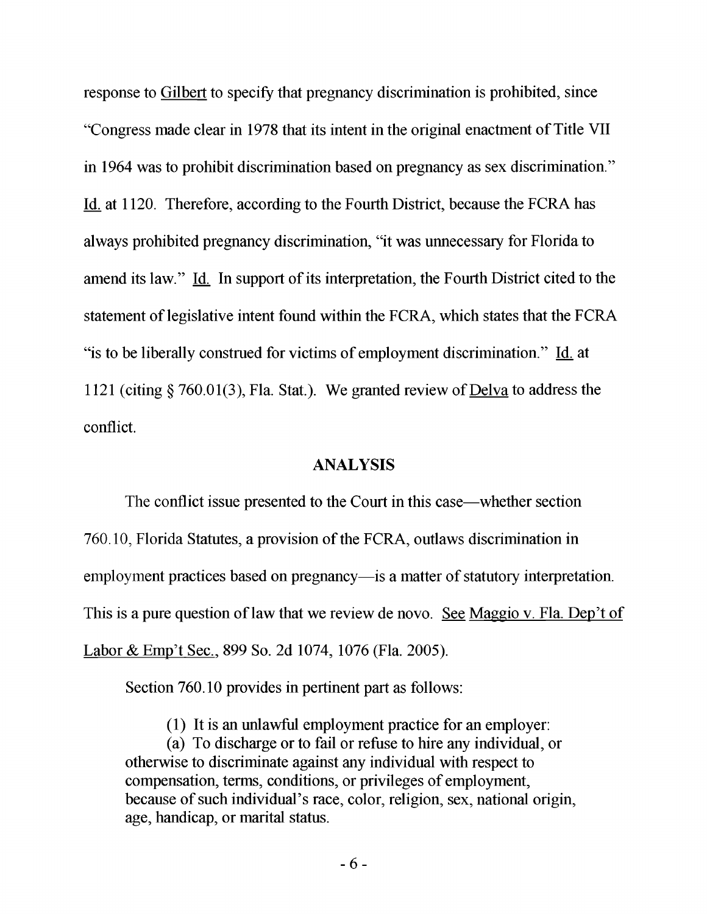response to Gilbert to specify that pregnancy discrimination is prohibited, since "Congress made clear in 1978 that its intent in the original enactment of Title VII in 1964 was to prohibit discrimination based on pregnancy as sex discrimination." Id. at 1120. Therefore, according to the Fourth District, because the FCRA has always prohibited pregnancy discrimination, "it was unnecessary for Florida to amend its law." Id. In support of its interpretation, the Fourth District cited to the statement of legislative intent found within the FCRA, which states that the FCRA "is to be liberally construed for victims of employment discrimination." Id. at 1121 (citing § 760.01(3), Fla. Stat.). We granted review of Delva to address the conflict.

## ANALYSIS

The conflict issue presented to the Court in this case—whether section 760.10, Florida Statutes, a provision of the FCRA, outlaws discrimination in employment practices based on pregnancy—is a matter of statutory interpretation. This is a pure question of law that we review de novo. See Maggio v. Fla. Dep't of Labor & Emp't Sec., 899 So. 2d 1074, 1076 (Fla. 2005).

Section 760.10 provides in pertinent part as follows:

> (1) It is an unlawful employment practice for an employer:
>
> (a) To discharge or to fail or refuse to hire any individual, or otherwise to discriminate against any individual with respect to compensation, terms, conditions, or privileges of employment, because of such individual's race, color, religion, sex, national origin, age, handicap, or marital status.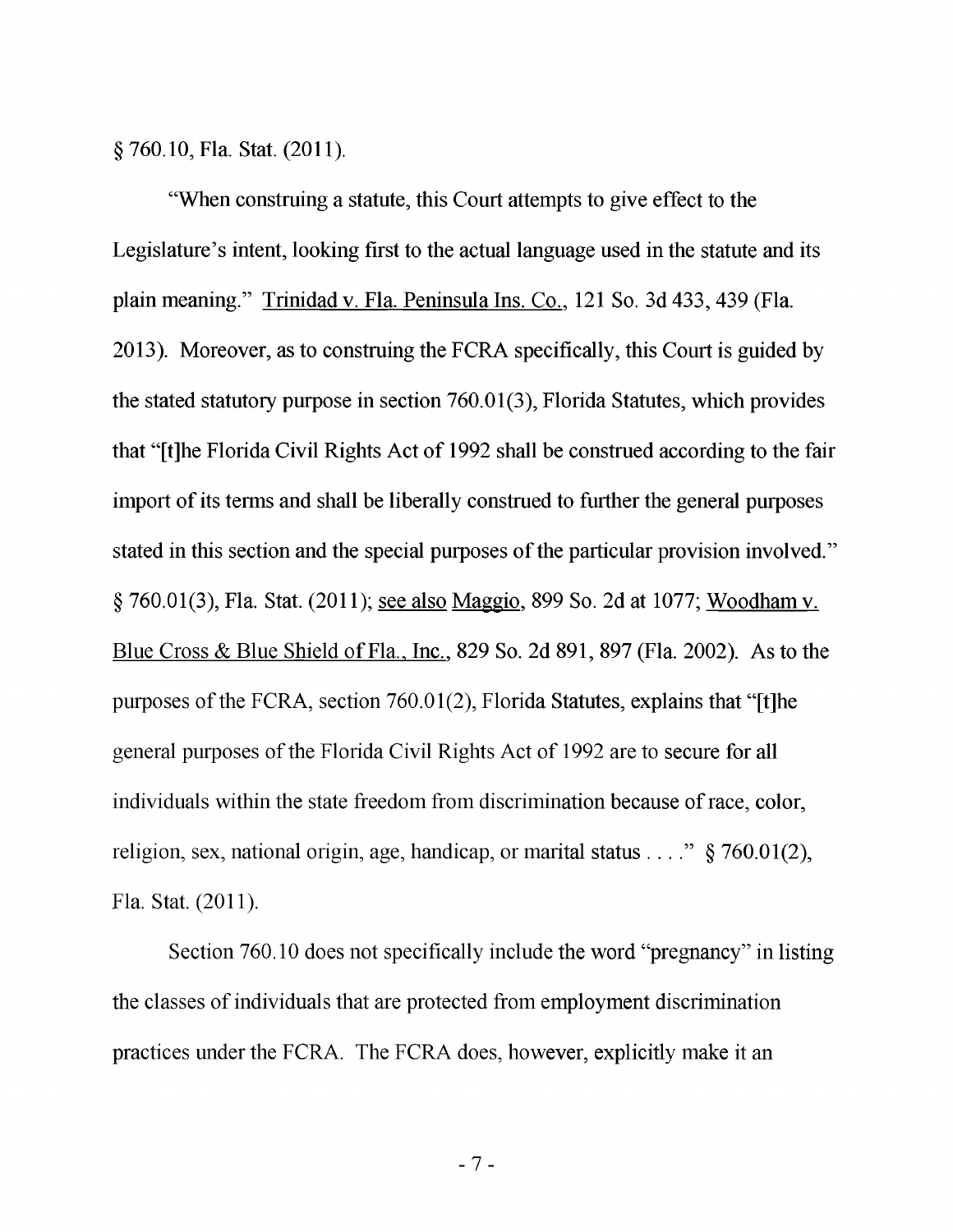§ 760.10, Fla. Stat. (2011).

"When construing a statute, this Court attempts to give effect to the Legislature's intent, looking first to the actual language used in the statute and its plain meaning." Trinidad v. Fla. Peninsula Ins. Co., 121 So. 3d 433, 439 (Fla. 2013). Moreover, as to construing the FCRA specifically, this Court is guided by the stated statutory purpose in section 760.01(3), Florida Statutes, which provides that "[t]he Florida Civil Rights Act of 1992 shall be construed according to the fair import of its terms and shall be liberally construed to further the general purposes stated in this section and the special purposes of the particular provision involved." § 760.01(3), Fla. Stat. (2011); see also Maggio, 899 So. 2d at 1077; Woodham v. Blue Cross & Blue Shield of Fla., Inc., 829 So. 2d 891, 897 (Fla. 2002). As to the purposes of the FCRA, section 760.01(2), Florida Statutes, explains that "[t]he general purposes of the Florida Civil Rights Act of 1992 are to secure for all individuals within the state freedom from discrimination because of race, color, religion, sex, national origin, age, handicap, or marital status . . . ." § 760.01(2), Fla. Stat. (2011).

Section 760.10 does not specifically include the word "pregnancy" in listing the classes of individuals that are protected from employment discrimination practices under the FCRA. The FCRA does, however, explicitly make it an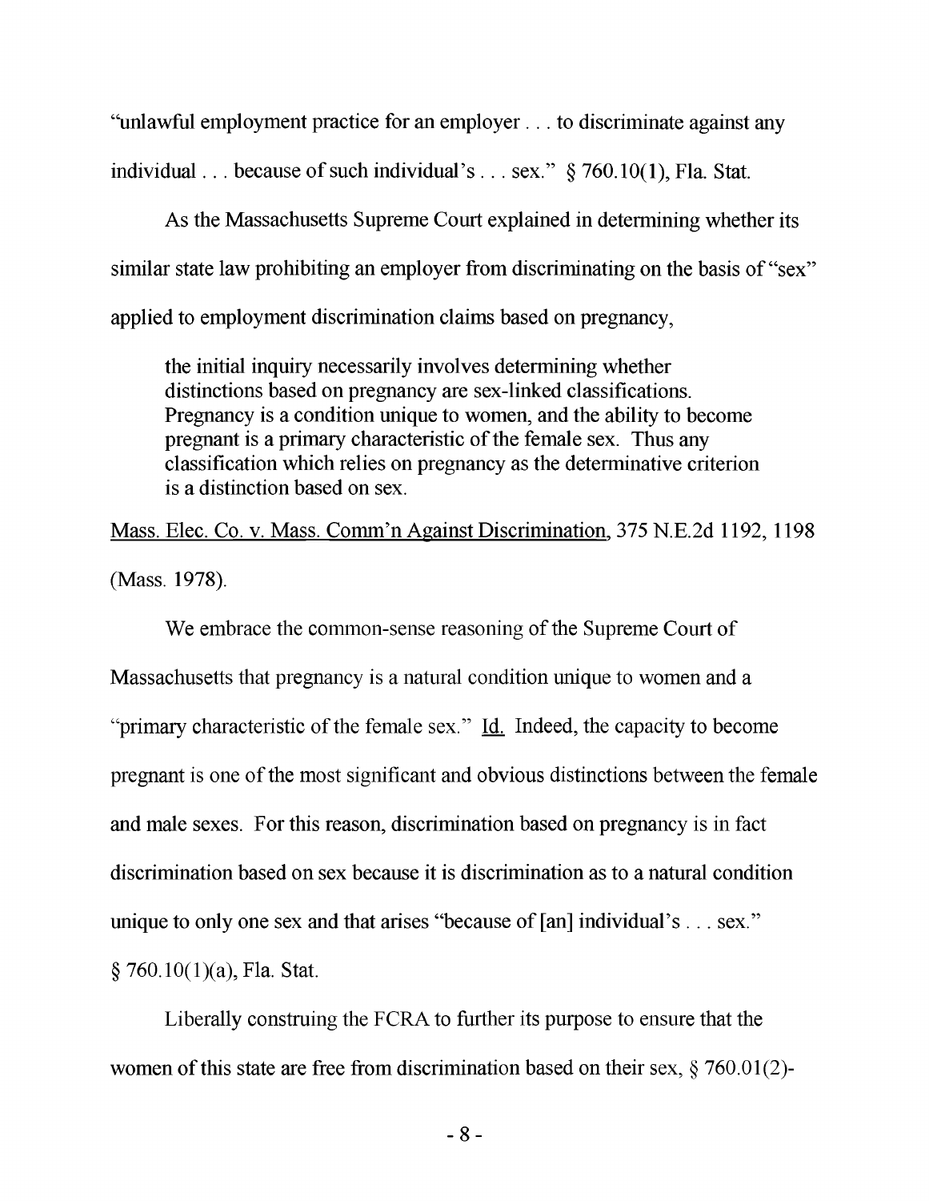"unlawful employment practice for an employer . . . to discriminate against any individual . . . because of such individual's . . . sex." § 760.10(1), Fla. Stat.

As the Massachusetts Supreme Court explained in determining whether its similar state law prohibiting an employer from discriminating on the basis of "sex" applied to employment discrimination claims based on pregnancy,

> the initial inquiry necessarily involves determining whether distinctions based on pregnancy are sex-linked classifications. Pregnancy is a condition unique to women, and the ability to become pregnant is a primary characteristic of the female sex. Thus any classification which relies on pregnancy as the determinative criterion is a distinction based on sex.

Mass. Elec. Co. v. Mass. Comm'n Against Discrimination, 375 N.E.2d 1192, 1198 (Mass. 1978).

We embrace the common-sense reasoning of the Supreme Court of Massachusetts that pregnancy is a natural condition unique to women and a "primary characteristic of the female sex." Id. Indeed, the capacity to become pregnant is one of the most significant and obvious distinctions between the female and male sexes. For this reason, discrimination based on pregnancy is in fact discrimination based on sex because it is discrimination as to a natural condition unique to only one sex and that arises "because of [an] individual's . . . sex." § 760.10(1)(a), Fla. Stat.

Liberally construing the FCRA to further its purpose to ensure that the women of this state are free from discrimination based on their sex, § 760.01(2)-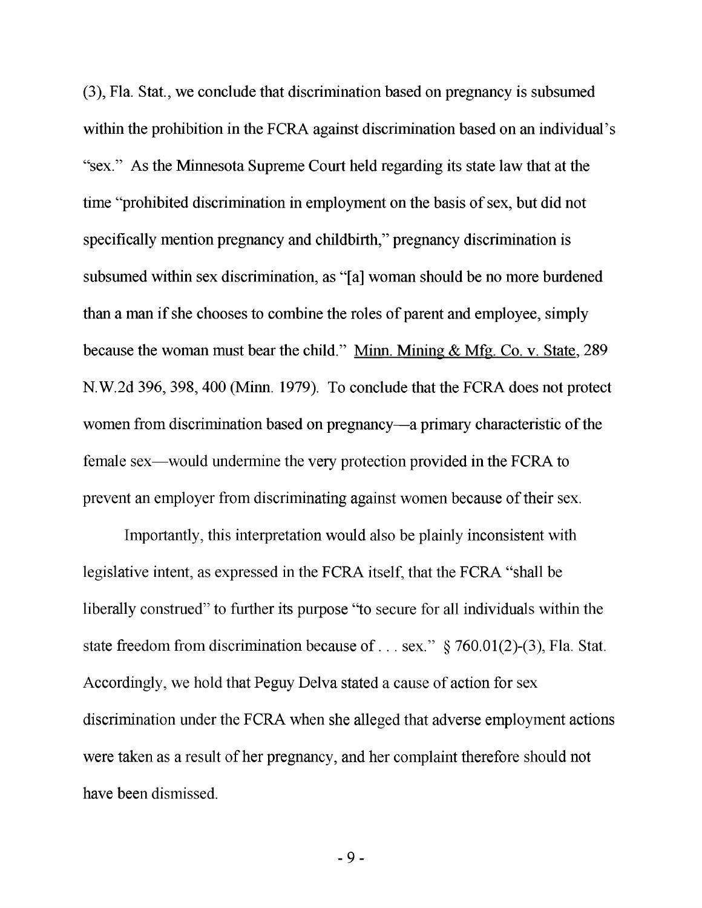(3), Fla. Stat., we conclude that discrimination based on pregnancy is subsumed within the prohibition in the FCRA against discrimination based on an individual's "sex." As the Minnesota Supreme Court held regarding its state law that at the time "prohibited discrimination in employment on the basis of sex, but did not specifically mention pregnancy and childbirth," pregnancy discrimination is subsumed within sex discrimination, as "[a] woman should be no more burdened than a man if she chooses to combine the roles of parent and employee, simply because the woman must bear the child." Minn. Mining & Mfg. Co. v. State, 289 N.W.2d 396, 398, 400 (Minn. 1979). To conclude that the FCRA does not protect women from discrimination based on pregnancy—a primary characteristic of the female sex—would undermine the very protection provided in the FCRA to prevent an employer from discriminating against women because of their sex.

Importantly, this interpretation would also be plainly inconsistent with legislative intent, as expressed in the FCRA itself, that the FCRA "shall be liberally construed" to further its purpose "to secure for all individuals within the state freedom from discrimination because of . . . sex." § 760.01(2)-(3), Fla. Stat. Accordingly, we hold that Peguy Delva stated a cause of action for sex discrimination under the FCRA when she alleged that adverse employment actions were taken as a result of her pregnancy, and her complaint therefore should not have been dismissed.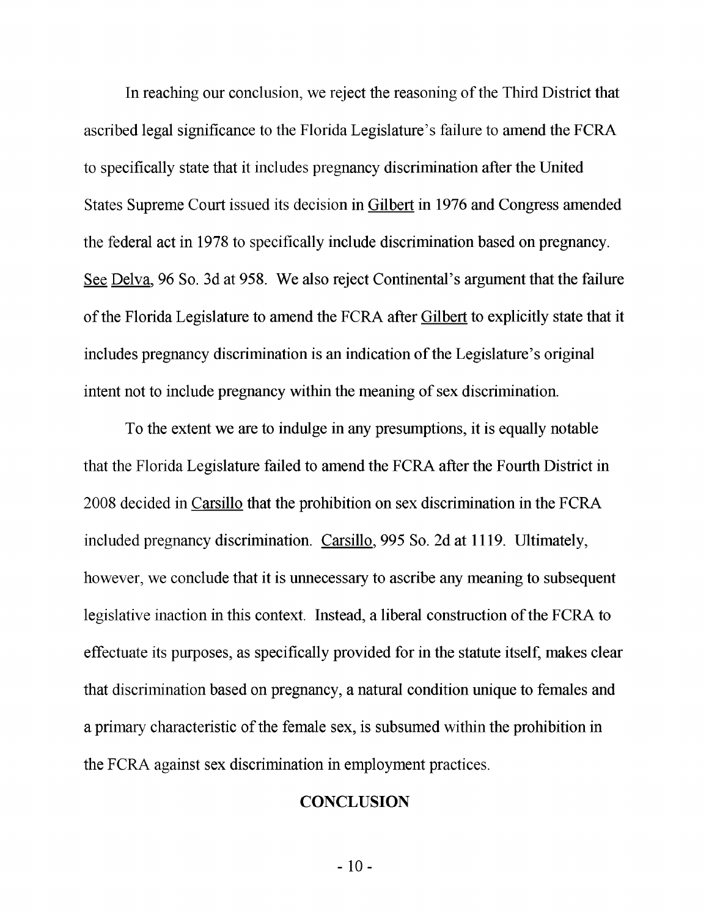In reaching our conclusion, we reject the reasoning of the Third District that ascribed legal significance to the Florida Legislature's failure to amend the FCRA to specifically state that it includes pregnancy discrimination after the United States Supreme Court issued its decision in Gilbert in 1976 and Congress amended the federal act in 1978 to specifically include discrimination based on pregnancy. See Delva, 96 So. 3d at 958. We also reject Continental's argument that the failure of the Florida Legislature to amend the FCRA after Gilbert to explicitly state that it includes pregnancy discrimination is an indication of the Legislature's original intent not to include pregnancy within the meaning of sex discrimination.

To the extent we are to indulge in any presumptions, it is equally notable that the Florida Legislature failed to amend the FCRA after the Fourth District in 2008 decided in Carsillo that the prohibition on sex discrimination in the FCRA included pregnancy discrimination. Carsillo, 995 So. 2d at 1119. Ultimately, however, we conclude that it is unnecessary to ascribe any meaning to subsequent legislative inaction in this context. Instead, a liberal construction of the FCRA to effectuate its purposes, as specifically provided for in the statute itself, makes clear that discrimination based on pregnancy, a natural condition unique to females and a primary characteristic of the female sex, is subsumed within the prohibition in the FCRA against sex discrimination in employment practices.

## CONCLUSION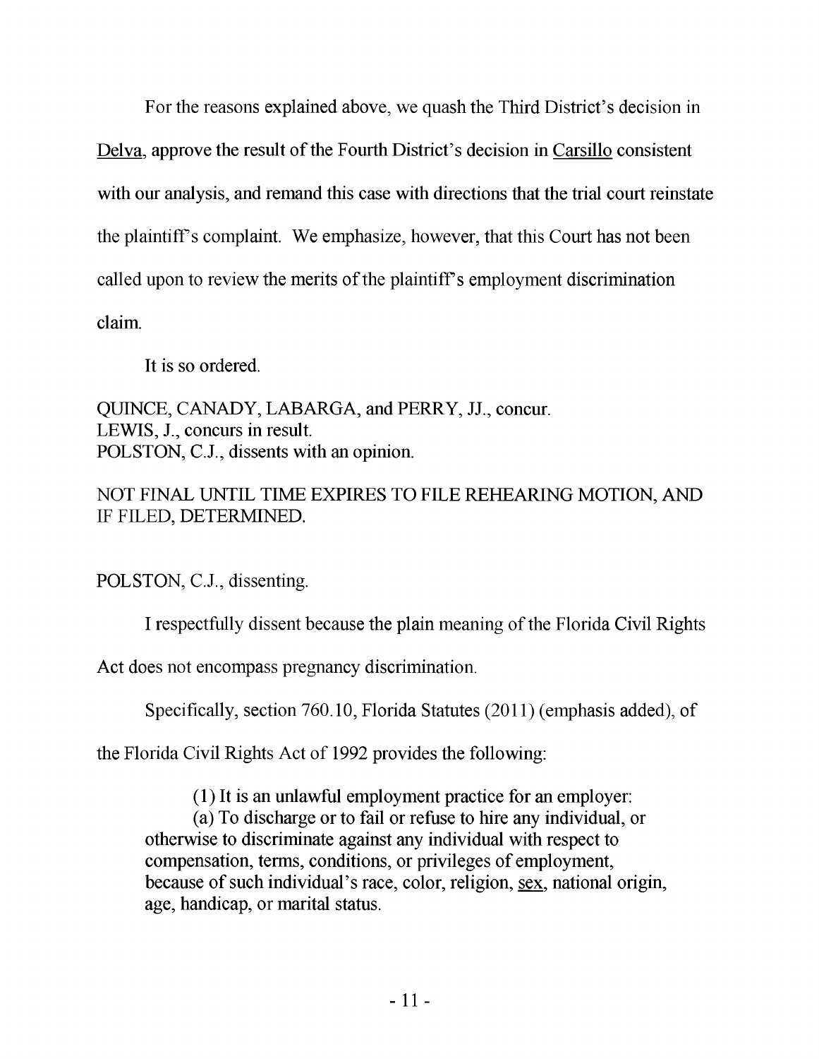For the reasons explained above, we quash the Third District's decision in Delva, approve the result of the Fourth District's decision in Carsillo consistent with our analysis, and remand this case with directions that the trial court reinstate the plaintiff's complaint. We emphasize, however, that this Court has not been called upon to review the merits of the plaintiff's employment discrimination claim.

It is so ordered.

QUINCE, CANADY, LABARGA, and PERRY, JJ., concur.
LEWIS, J., concurs in result.
POLSTON, C.J., dissents with an opinion.

NOT FINAL UNTIL TIME EXPIRES TO FILE REHEARING MOTION, AND IF FILED, DETERMINED.

POLSTON, C.J., dissenting.

I respectfully dissent because the plain meaning of the Florida Civil Rights Act does not encompass pregnancy discrimination.

Specifically, section 760.10, Florida Statutes (2011) (emphasis added), of the Florida Civil Rights Act of 1992 provides the following:

> (1) It is an unlawful employment practice for an employer:
> (a) To discharge or to fail or refuse to hire any individual, or otherwise to discriminate against any individual with respect to compensation, terms, conditions, or privileges of employment, because of such individual's race, color, religion, <u>sex</u>, national origin, age, handicap, or marital status.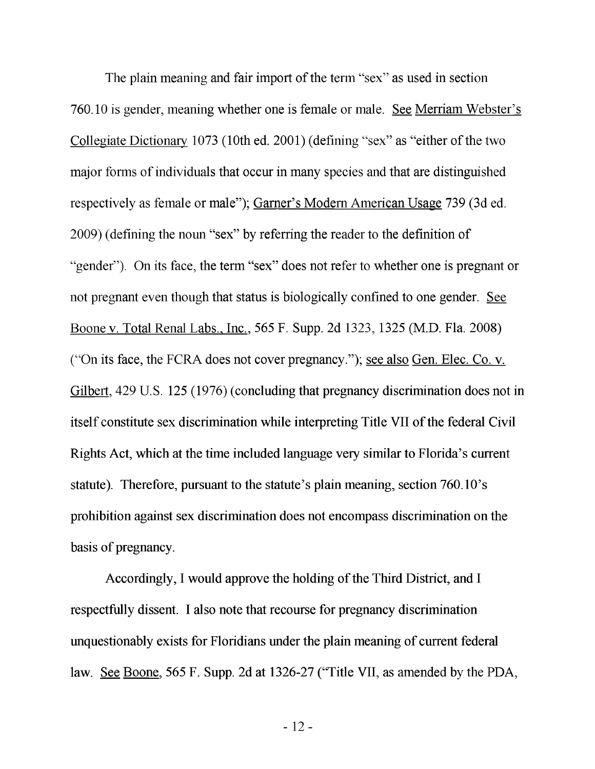The plain meaning and fair import of the term "sex" as used in section 760.10 is gender, meaning whether one is female or male. See Merriam Webster's Collegiate Dictionary 1073 (10th ed. 2001) (defining "sex" as "either of the two major forms of individuals that occur in many species and that are distinguished respectively as female or male"); Garner's Modern American Usage 739 (3d ed. 2009) (defining the noun "sex" by referring the reader to the definition of "gender"). On its face, the term "sex" does not refer to whether one is pregnant or not pregnant even though that status is biologically confined to one gender. See Boone v. Total Renal Labs., Inc., 565 F. Supp. 2d 1323, 1325 (M.D. Fla. 2008) ("On its face, the FCRA does not cover pregnancy."); see also Gen. Elec. Co. v. Gilbert, 429 U.S. 125 (1976) (concluding that pregnancy discrimination does not in itself constitute sex discrimination while interpreting Title VII of the federal Civil Rights Act, which at the time included language very similar to Florida's current statute). Therefore, pursuant to the statute's plain meaning, section 760.10's prohibition against sex discrimination does not encompass discrimination on the basis of pregnancy.

Accordingly, I would approve the holding of the Third District, and I respectfully dissent. I also note that recourse for pregnancy discrimination unquestionably exists for Floridians under the plain meaning of current federal law. See Boone, 565 F. Supp. 2d at 1326-27 ("Title VII, as amended by the PDA,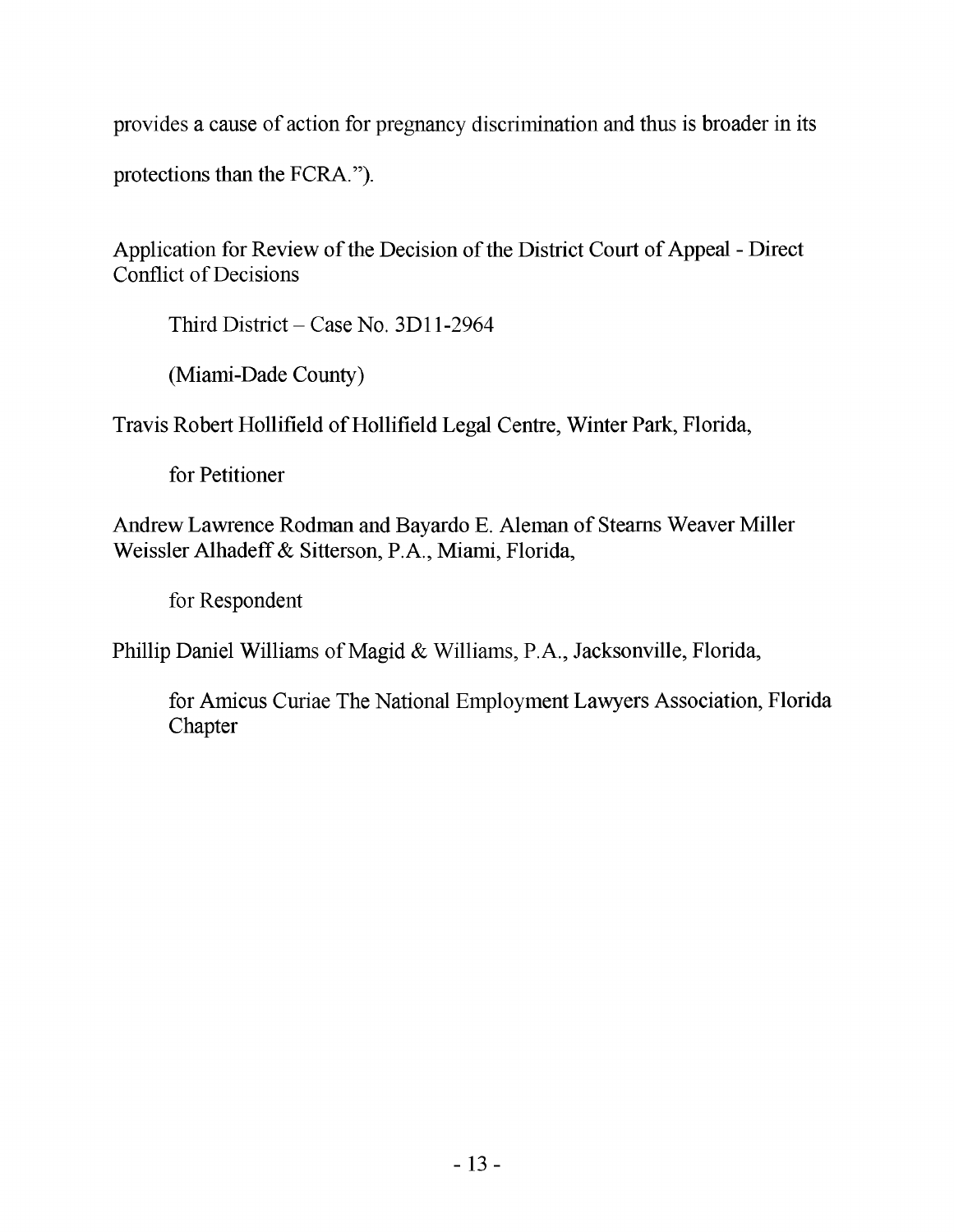provides a cause of action for pregnancy discrimination and thus is broader in its protections than the FCRA.").

Application for Review of the Decision of the District Court of Appeal - Direct Conflict of Decisions

Third District – Case No. 3D11-2964

(Miami-Dade County)

Travis Robert Hollifield of Hollifield Legal Centre, Winter Park, Florida,

for Petitioner

Andrew Lawrence Rodman and Bayardo E. Aleman of Stearns Weaver Miller Weissler Alhadeff & Sitterson, P.A., Miami, Florida,

for Respondent

Phillip Daniel Williams of Magid & Williams, P.A., Jacksonville, Florida,

for Amicus Curiae The National Employment Lawyers Association, Florida Chapter